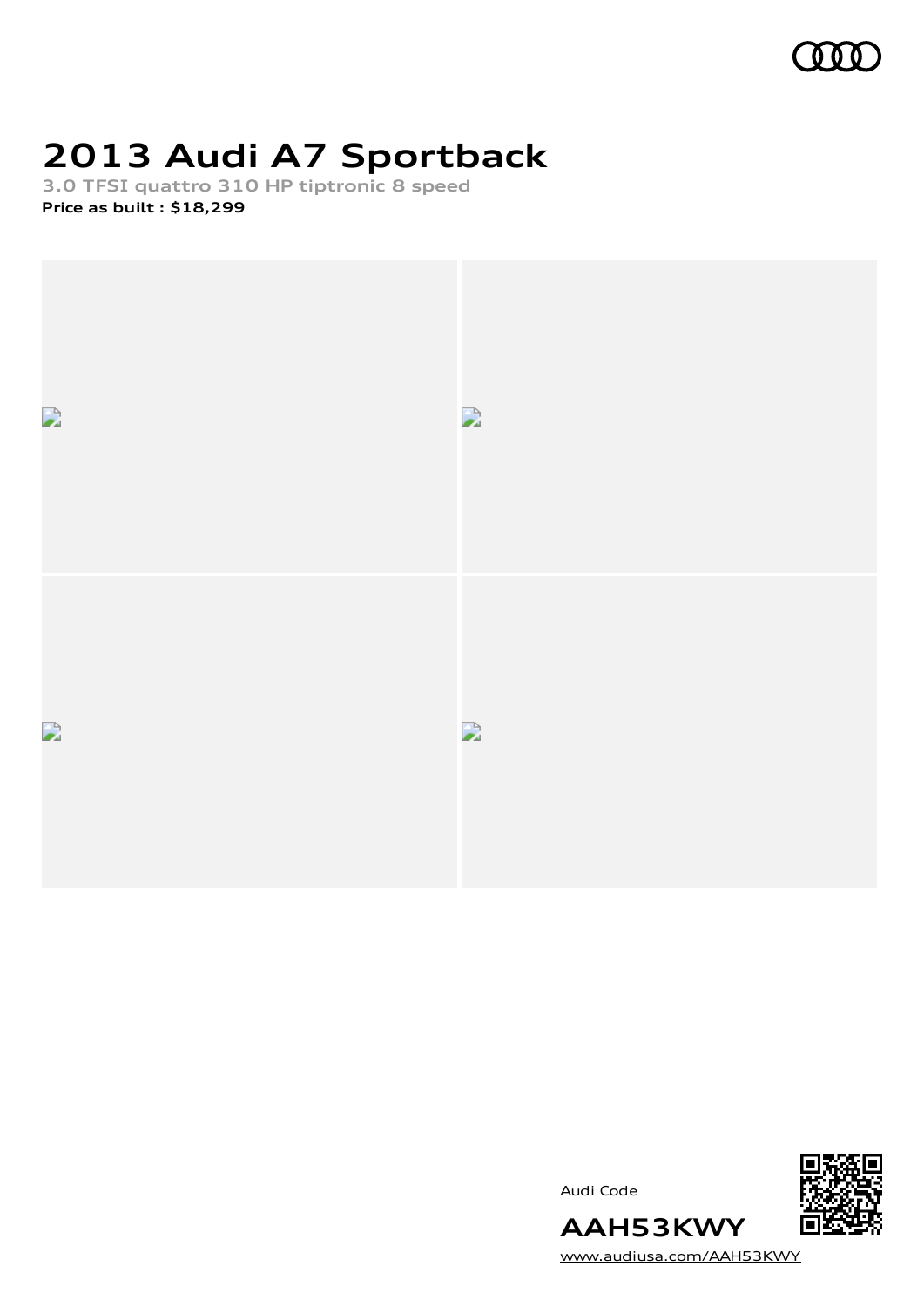# 2013 Audi A7 Sportback

**3.0 TFSI quattro 310 HP tiptronic 8 speed**

**Price as built : $18,299**

Audi Code

**AAH53KWY**

www.audiusa.com/AAH53KWY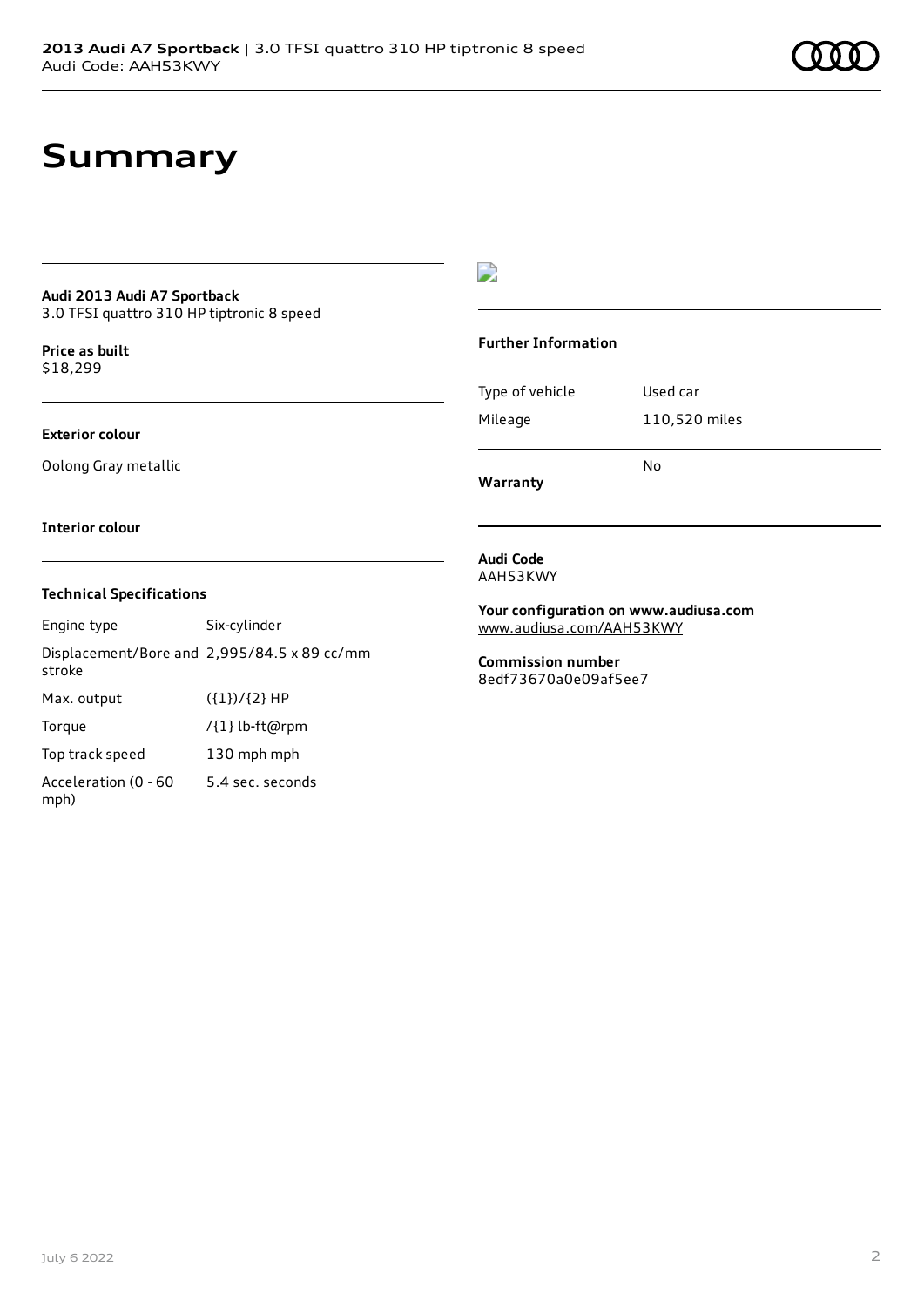# Summary

**Audi 2013 Audi A7 Sportback**
3.0 TFSI quattro 310 HP tiptronic 8 speed

**Price as built**
$18,299

**Exterior colour**

Oolong Gray metallic

**Interior colour**

### Technical Specifications

| | |
|---|---|
| Engine type | Six-cylinder |
| Displacement/Bore and stroke | 2,995/84.5 x 89 cc/mm |
| Max. output | ({1})/{2} HP |
| Torque | /{1} lb-ft@rpm |
| Top track speed | 130 mph mph |
| Acceleration (0 - 60 mph) | 5.4 sec. seconds |

### Further Information

| | |
|---|---|
| Type of vehicle | Used car |
| Mileage | 110,520 miles |
| **Warranty** | No |

**Audi Code**
AAH53KWY

**Your configuration on www.audiusa.com**
www.audiusa.com/AAH53KWY

**Commission number**
8edf73670a0e09af5ee7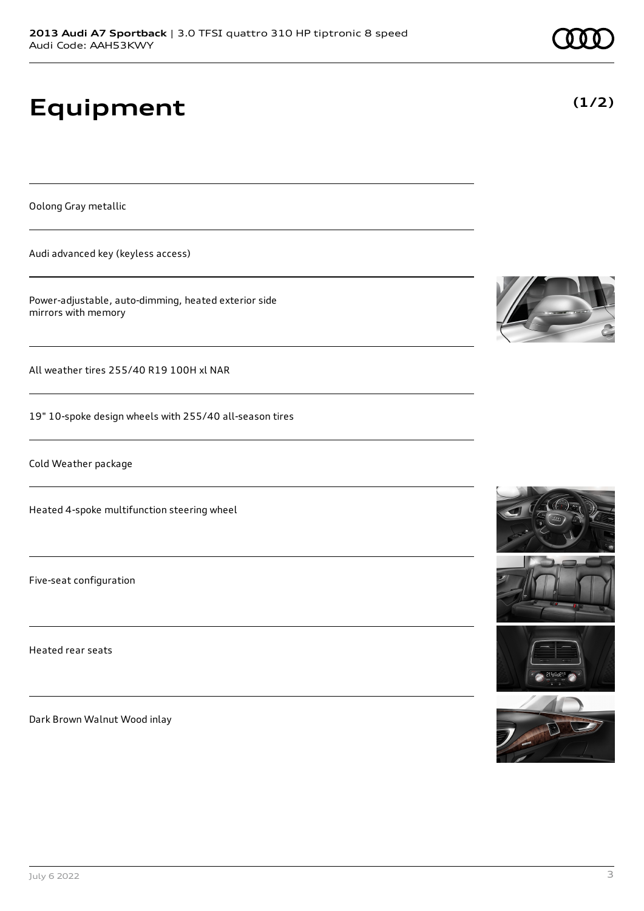# Equipment

**(1/2)**

Oolong Gray metallic

Audi advanced key (keyless access)

Power-adjustable, auto-dimming, heated exterior side mirrors with memory

All weather tires 255/40 R19 100H xl NAR

19" 10-spoke design wheels with 255/40 all-season tires

Cold Weather package

Heated 4-spoke multifunction steering wheel

Five-seat configuration

Heated rear seats

Dark Brown Walnut Wood inlay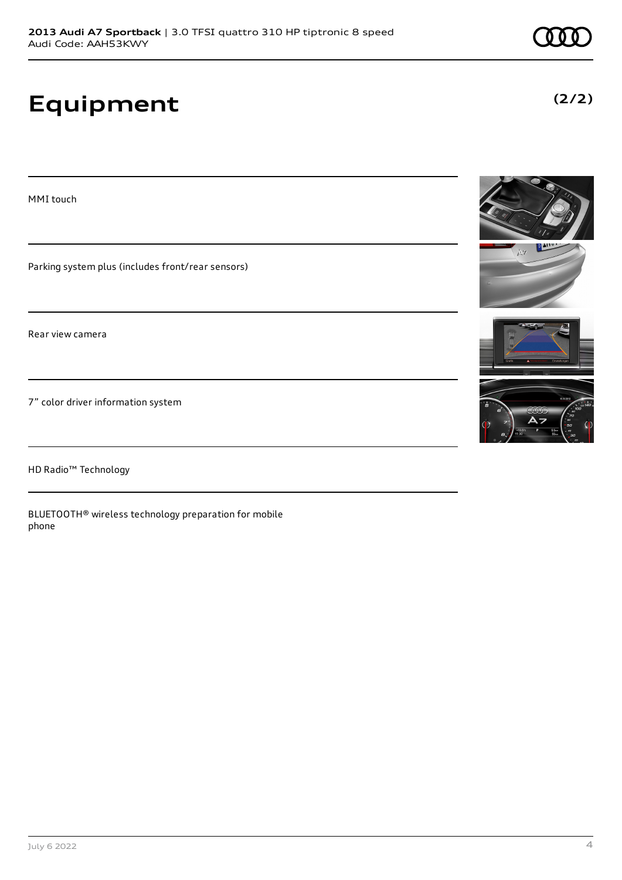# Equipment

(2/2)

MMI touch

Parking system plus (includes front/rear sensors)

Rear view camera

7” color driver information system

HD Radio™ Technology

BLUETOOTH® wireless technology preparation for mobile phone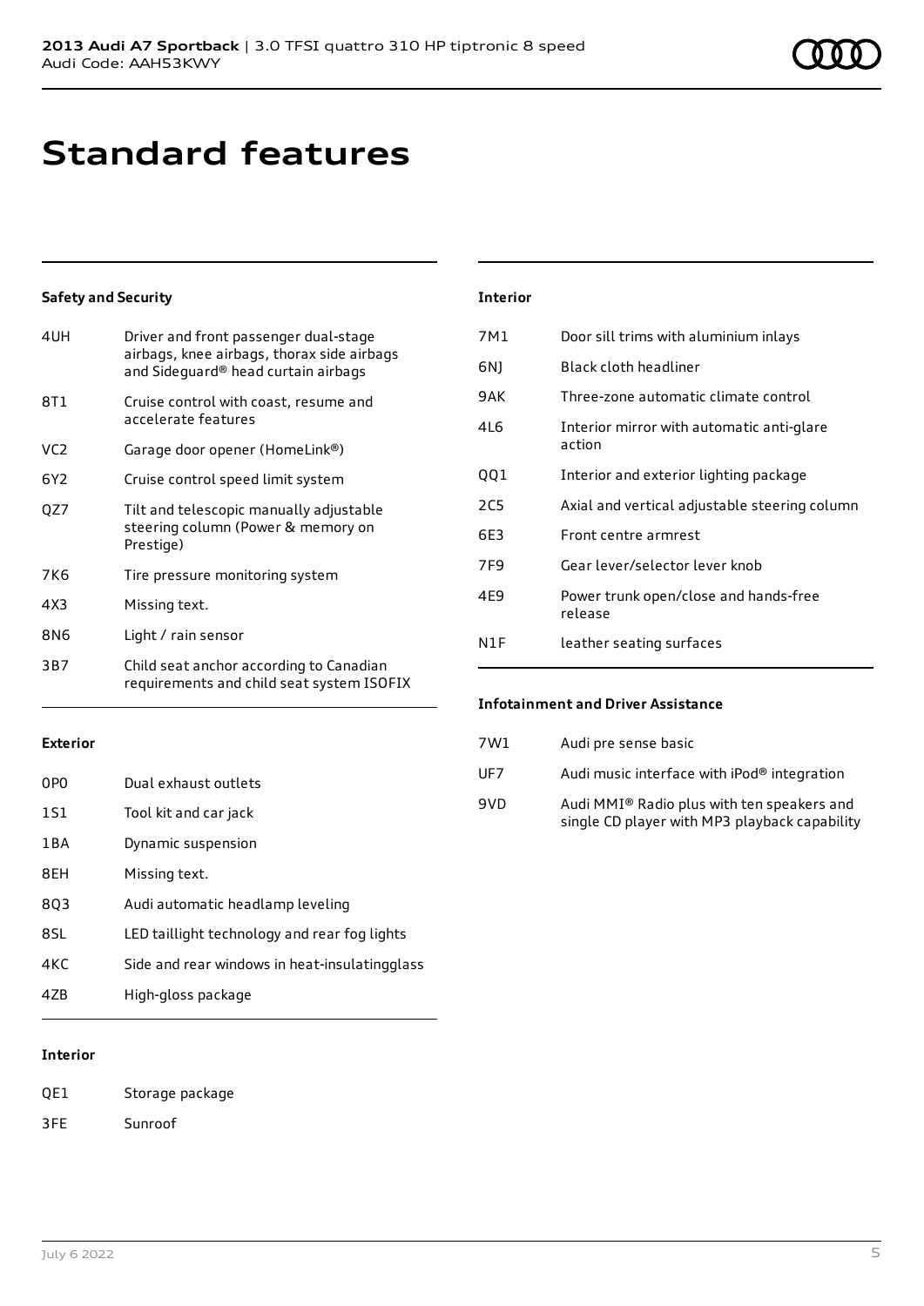# Standard features

## Safety and Security

| | |
|---|---|
| 4UH | Driver and front passenger dual-stage airbags, knee airbags, thorax side airbags and Sideguard® head curtain airbags |
| 8T1 | Cruise control with coast, resume and accelerate features |
| VC2 | Garage door opener (HomeLink®) |
| 6Y2 | Cruise control speed limit system |
| QZ7 | Tilt and telescopic manually adjustable steering column (Power & memory on Prestige) |
| 7K6 | Tire pressure monitoring system |
| 4X3 | Missing text. |
| 8N6 | Light / rain sensor |
| 3B7 | Child seat anchor according to Canadian requirements and child seat system ISOFIX |

## Exterior

| | |
|---|---|
| 0P0 | Dual exhaust outlets |
| 1S1 | Tool kit and car jack |
| 1BA | Dynamic suspension |
| 8EH | Missing text. |
| 8Q3 | Audi automatic headlamp leveling |
| 8SL | LED taillight technology and rear fog lights |
| 4KC | Side and rear windows in heat-insulatingglass |
| 4ZB | High-gloss package |

## Interior

| | |
|---|---|
| QE1 | Storage package |
| 3FE | Sunroof |
| 7M1 | Door sill trims with aluminium inlays |
| 6NJ | Black cloth headliner |
| 9AK | Three-zone automatic climate control |
| 4L6 | Interior mirror with automatic anti-glare action |
| QQ1 | Interior and exterior lighting package |
| 2C5 | Axial and vertical adjustable steering column |
| 6E3 | Front centre armrest |
| 7F9 | Gear lever/selector lever knob |
| 4E9 | Power trunk open/close and hands-free release |
| N1F | leather seating surfaces |

## Infotainment and Driver Assistance

| | |
|---|---|
| 7W1 | Audi pre sense basic |
| UF7 | Audi music interface with iPod® integration |
| 9VD | Audi MMI® Radio plus with ten speakers and single CD player with MP3 playback capability |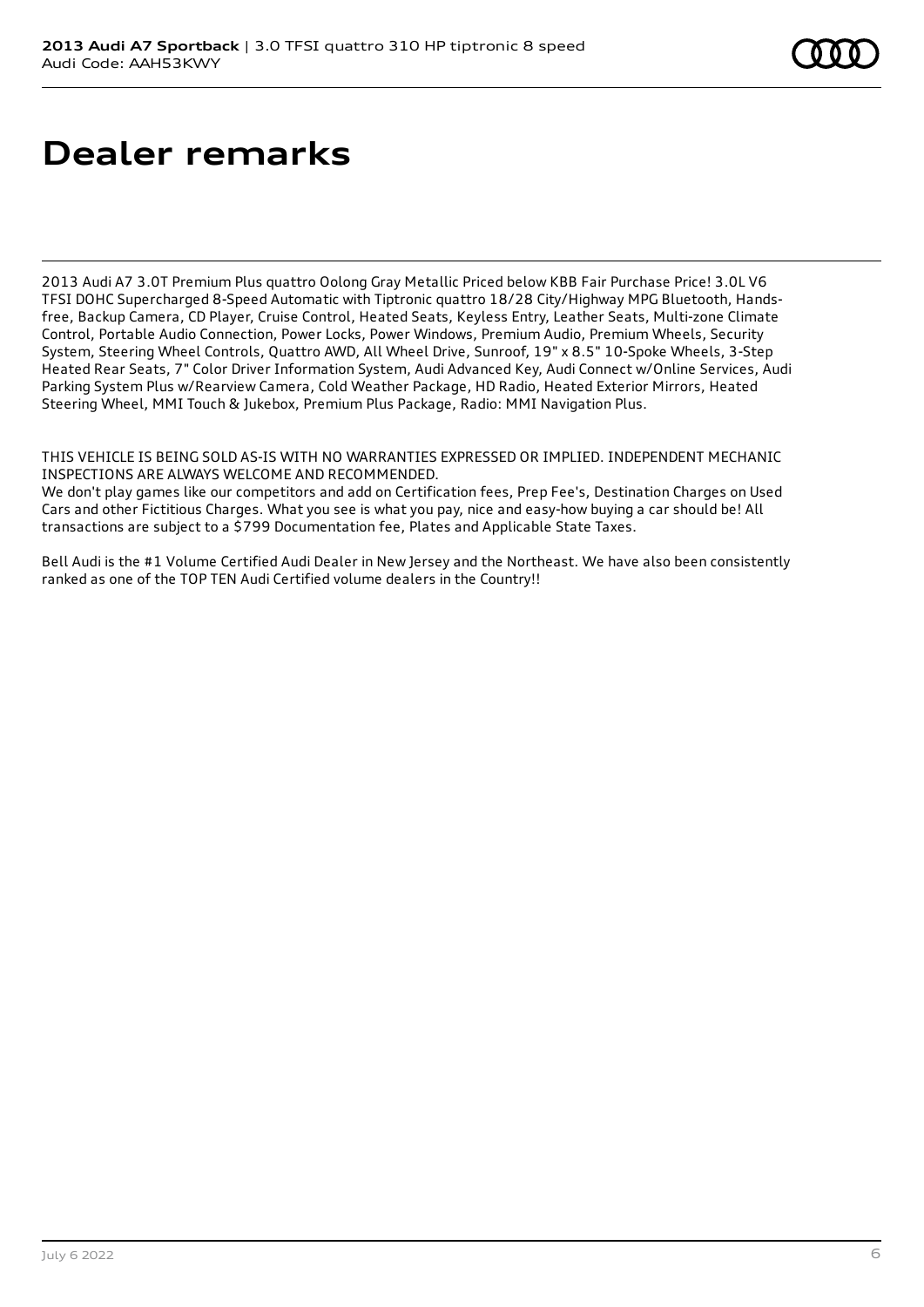# Dealer remarks

2013 Audi A7 3.0T Premium Plus quattro Oolong Gray Metallic Priced below KBB Fair Purchase Price! 3.0L V6 TFSI DOHC Supercharged 8-Speed Automatic with Tiptronic quattro 18/28 City/Highway MPG Bluetooth, Hands-free, Backup Camera, CD Player, Cruise Control, Heated Seats, Keyless Entry, Leather Seats, Multi-zone Climate Control, Portable Audio Connection, Power Locks, Power Windows, Premium Audio, Premium Wheels, Security System, Steering Wheel Controls, Quattro AWD, All Wheel Drive, Sunroof, 19" x 8.5" 10-Spoke Wheels, 3-Step Heated Rear Seats, 7" Color Driver Information System, Audi Advanced Key, Audi Connect w/Online Services, Audi Parking System Plus w/Rearview Camera, Cold Weather Package, HD Radio, Heated Exterior Mirrors, Heated Steering Wheel, MMI Touch & Jukebox, Premium Plus Package, Radio: MMI Navigation Plus.

THIS VEHICLE IS BEING SOLD AS-IS WITH NO WARRANTIES EXPRESSED OR IMPLIED. INDEPENDENT MECHANIC INSPECTIONS ARE ALWAYS WELCOME AND RECOMMENDED.
We don't play games like our competitors and add on Certification fees, Prep Fee's, Destination Charges on Used Cars and other Fictitious Charges. What you see is what you pay, nice and easy-how buying a car should be! All transactions are subject to a $799 Documentation fee, Plates and Applicable State Taxes.

Bell Audi is the #1 Volume Certified Audi Dealer in New Jersey and the Northeast. We have also been consistently ranked as one of the TOP TEN Audi Certified volume dealers in the Country!!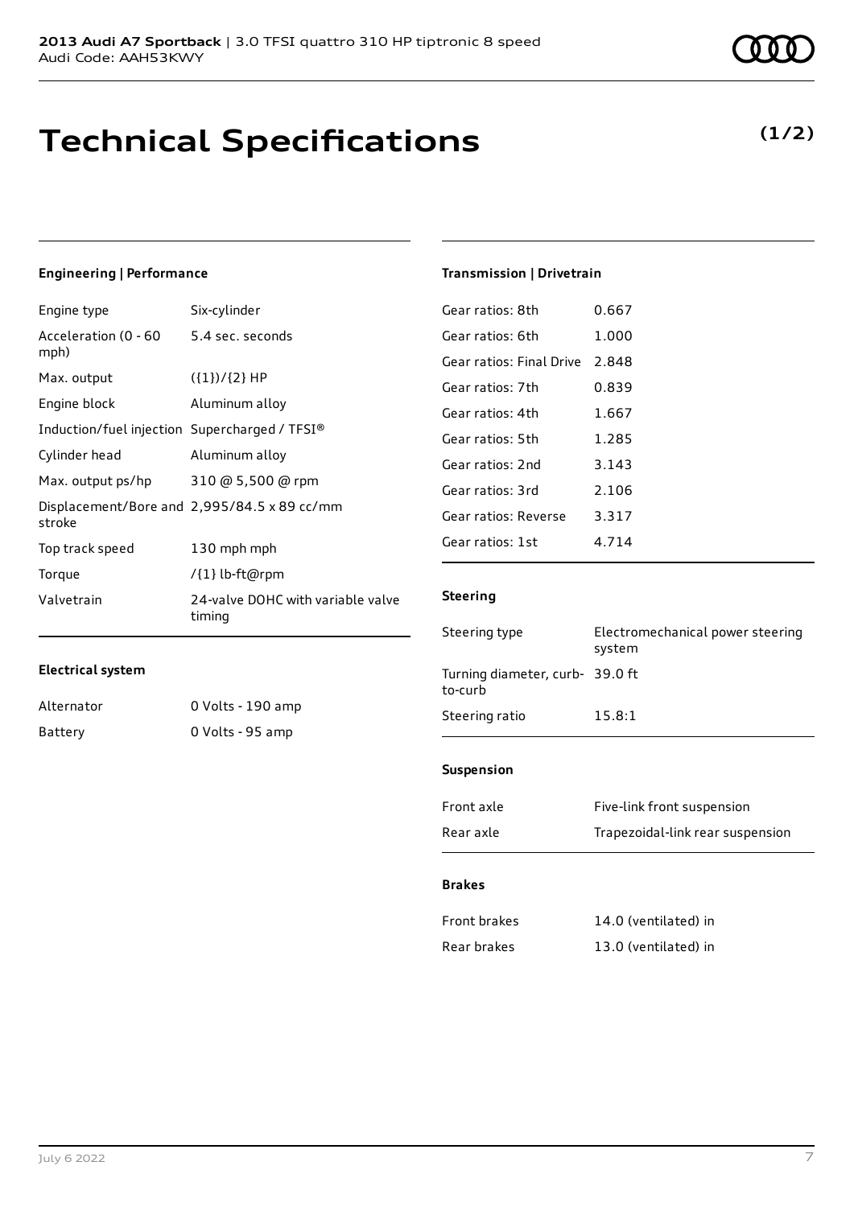**2013 Audi A7 Sportback** | 3.0 TFSI quattro 310 HP tiptronic 8 speed
Audi Code: AAH53KWY

# Technical Specifications

**(1/2)**

### Engineering | Performance

| | |
|---|---|
| Engine type | Six-cylinder |
| Acceleration (0 - 60 mph) | 5.4 sec. seconds |
| Max. output | ({1})/{2} HP |
| Engine block | Aluminum alloy |
| Induction/fuel injection | Supercharged / TFSI® |
| Cylinder head | Aluminum alloy |
| Max. output ps/hp | 310 @ 5,500 @ rpm |
| Displacement/Bore and stroke | 2,995/84.5 x 89 cc/mm |
| Top track speed | 130 mph mph |
| Torque | /{1} lb-ft@rpm |
| Valvetrain | 24-valve DOHC with variable valve timing |

### Electrical system

| | |
|---|---|
| Alternator | 0 Volts - 190 amp |
| Battery | 0 Volts - 95 amp |

### Transmission | Drivetrain

| | |
|---|---|
| Gear ratios: 8th | 0.667 |
| Gear ratios: 6th | 1.000 |
| Gear ratios: Final Drive | 2.848 |
| Gear ratios: 7th | 0.839 |
| Gear ratios: 4th | 1.667 |
| Gear ratios: 5th | 1.285 |
| Gear ratios: 2nd | 3.143 |
| Gear ratios: 3rd | 2.106 |
| Gear ratios: Reverse | 3.317 |
| Gear ratios: 1st | 4.714 |

### Steering

| | |
|---|---|
| Steering type | Electromechanical power steering system |
| Turning diameter, curb-to-curb | 39.0 ft |
| Steering ratio | 15.8:1 |

### Suspension

| | |
|---|---|
| Front axle | Five-link front suspension |
| Rear axle | Trapezoidal-link rear suspension |

### Brakes

| | |
|---|---|
| Front brakes | 14.0 (ventilated) in |
| Rear brakes | 13.0 (ventilated) in |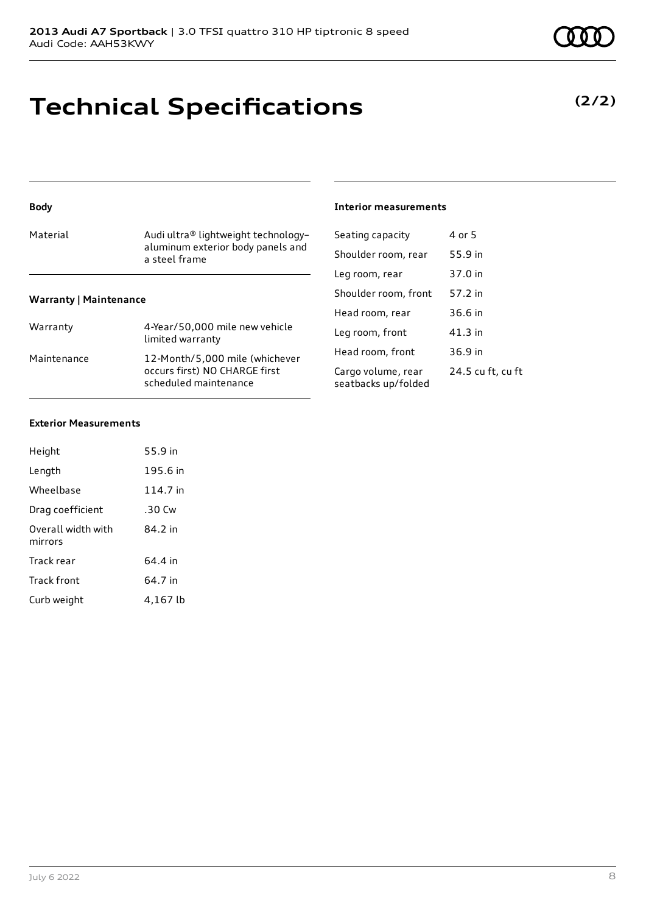# Technical Specifications

**(2/2)**

### Body

| | |
|---|---|
| Material | Audi ultra® lightweight technology–aluminum exterior body panels and a steel frame |

### Warranty | Maintenance

| | |
|---|---|
| Warranty | 4-Year/50,000 mile new vehicle limited warranty |
| Maintenance | 12-Month/5,000 mile (whichever occurs first) NO CHARGE first scheduled maintenance |

### Exterior Measurements

| | |
|---|---|
| Height | 55.9 in |
| Length | 195.6 in |
| Wheelbase | 114.7 in |
| Drag coefficient | .30 Cw |
| Overall width with mirrors | 84.2 in |
| Track rear | 64.4 in |
| Track front | 64.7 in |
| Curb weight | 4,167 lb |

### Interior measurements

| | |
|---|---|
| Seating capacity | 4 or 5 |
| Shoulder room, rear | 55.9 in |
| Leg room, rear | 37.0 in |
| Shoulder room, front | 57.2 in |
| Head room, rear | 36.6 in |
| Leg room, front | 41.3 in |
| Head room, front | 36.9 in |
| Cargo volume, rear seatbacks up/folded | 24.5 cu ft, cu ft |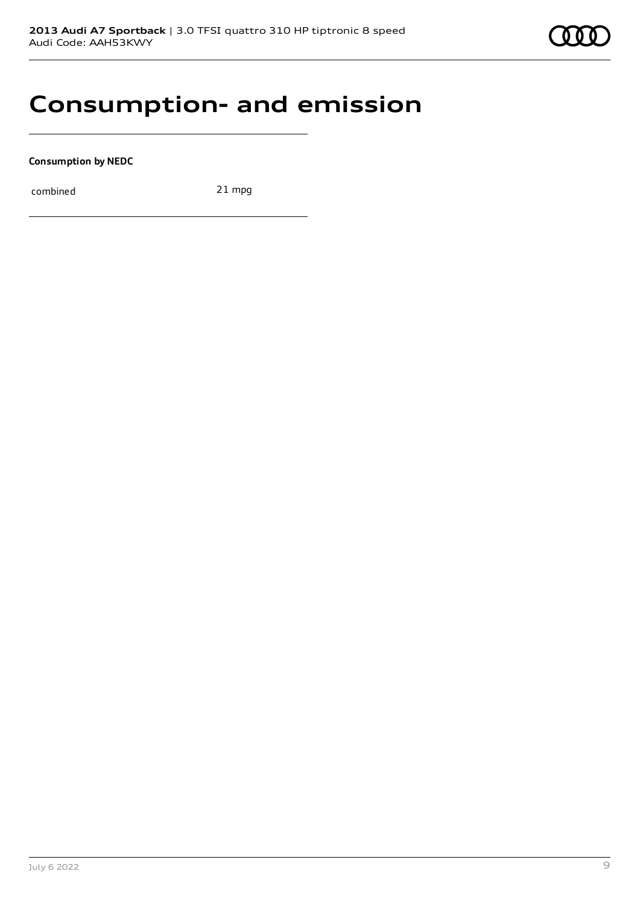# Consumption- and emission

**Consumption by NEDC**

| combined | 21 mpg |
|---|---|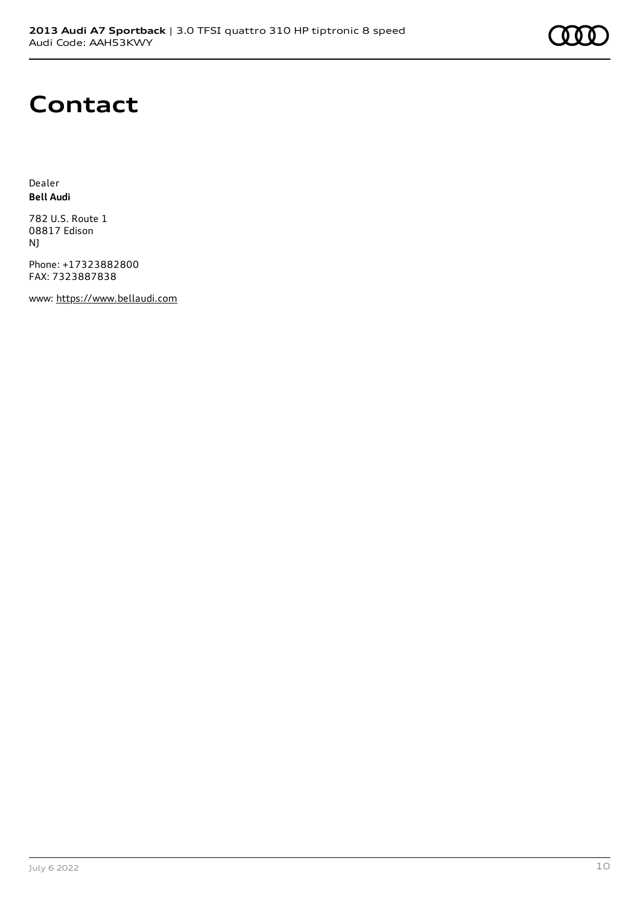# Contact

Dealer
**Bell Audi**

782 U.S. Route 1
08817 Edison
NJ

Phone: +17323882800
FAX: 7323887838

www: https://www.bellaudi.com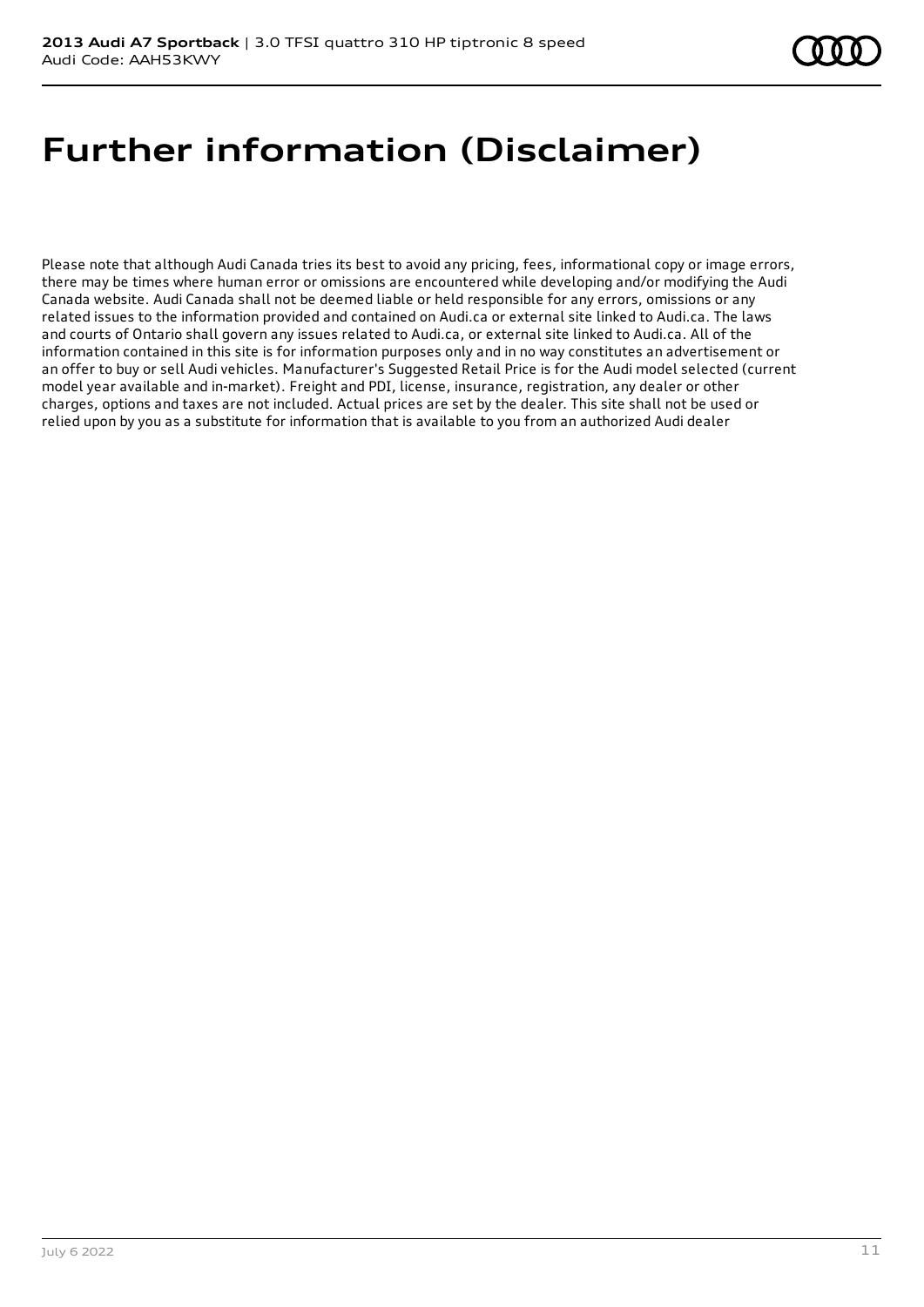# Further information (Disclaimer)

Please note that although Audi Canada tries its best to avoid any pricing, fees, informational copy or image errors, there may be times where human error or omissions are encountered while developing and/or modifying the Audi Canada website. Audi Canada shall not be deemed liable or held responsible for any errors, omissions or any related issues to the information provided and contained on Audi.ca or external site linked to Audi.ca. The laws and courts of Ontario shall govern any issues related to Audi.ca, or external site linked to Audi.ca. All of the information contained in this site is for information purposes only and in no way constitutes an advertisement or an offer to buy or sell Audi vehicles. Manufacturer's Suggested Retail Price is for the Audi model selected (current model year available and in-market). Freight and PDI, license, insurance, registration, any dealer or other charges, options and taxes are not included. Actual prices are set by the dealer. This site shall not be used or relied upon by you as a substitute for information that is available to you from an authorized Audi dealer